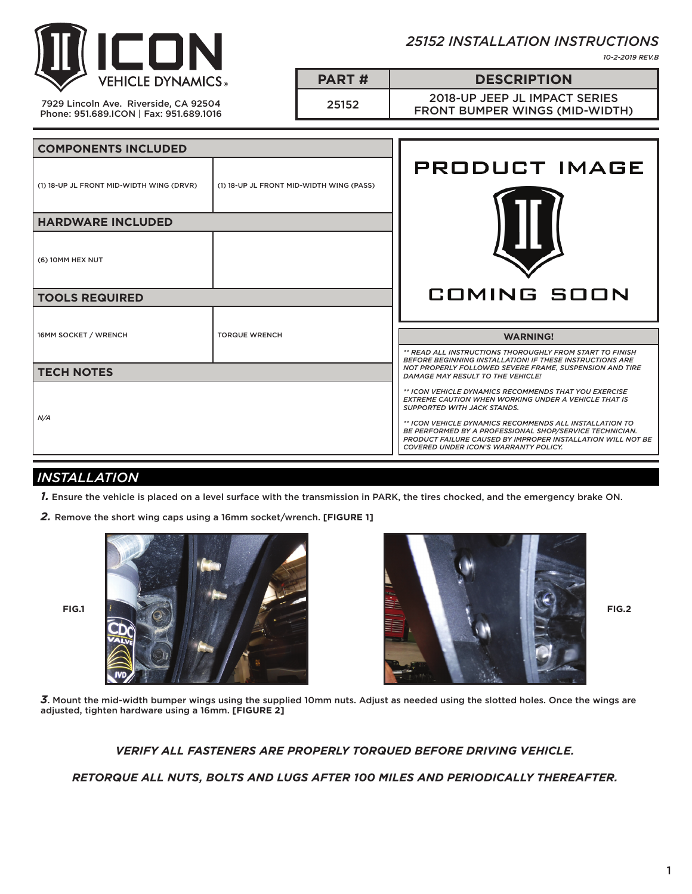ICON VEHICLE DYNAMICS®

7929 Lincoln Ave. Riverside, CA 92504
Phone: 951.689.ICON | Fax: 951.689.1016

# 25152 INSTALLATION INSTRUCTIONS

*10-2-2019 REV.B*

| PART # | DESCRIPTION |
|---|---|
| 25152 | 2018-UP JEEP JL IMPACT SERIES FRONT BUMPER WINGS (MID-WIDTH) |

## COMPONENTS INCLUDED

| | |
|---|---|
| (1) 18-UP JL FRONT MID-WIDTH WING (DRVR) | (1) 18-UP JL FRONT MID-WIDTH WING (PASS) |

## HARDWARE INCLUDED

| | |
|---|---|
| (6) 10MM HEX NUT | |

## TOOLS REQUIRED

| | |
|---|---|
| 16MM SOCKET / WRENCH | TORQUE WRENCH |

## TECH NOTES

*N/A*

PRODUCT IMAGE

COMING SOON

## WARNING!

*** READ ALL INSTRUCTIONS THOROUGHLY FROM START TO FINISH BEFORE BEGINNING INSTALLATION! IF THESE INSTRUCTIONS ARE NOT PROPERLY FOLLOWED SEVERE FRAME, SUSPENSION AND TIRE DAMAGE MAY RESULT TO THE VEHICLE!*

*** ICON VEHICLE DYNAMICS RECOMMENDS THAT YOU EXERCISE EXTREME CAUTION WHEN WORKING UNDER A VEHICLE THAT IS SUPPORTED WITH JACK STANDS.*

*** ICON VEHICLE DYNAMICS RECOMMENDS ALL INSTALLATION TO BE PERFORMED BY A PROFESSIONAL SHOP/SERVICE TECHNICIAN. PRODUCT FAILURE CAUSED BY IMPROPER INSTALLATION WILL NOT BE COVERED UNDER ICON'S WARRANTY POLICY.*

## *INSTALLATION*

**1.** Ensure the vehicle is placed on a level surface with the transmission in PARK, the tires chocked, and the emergency brake ON.

**2.** Remove the short wing caps using a 16mm socket/wrench. **[FIGURE 1]**

FIG.1

FIG.2

**3**. Mount the mid-width bumper wings using the supplied 10mm nuts. Adjust as needed using the slotted holes. Once the wings are adjusted, tighten hardware using a 16mm. **[FIGURE 2]**

***VERIFY ALL FASTENERS ARE PROPERLY TORQUED BEFORE DRIVING VEHICLE.***

***RETORQUE ALL NUTS, BOLTS AND LUGS AFTER 100 MILES AND PERIODICALLY THEREAFTER.***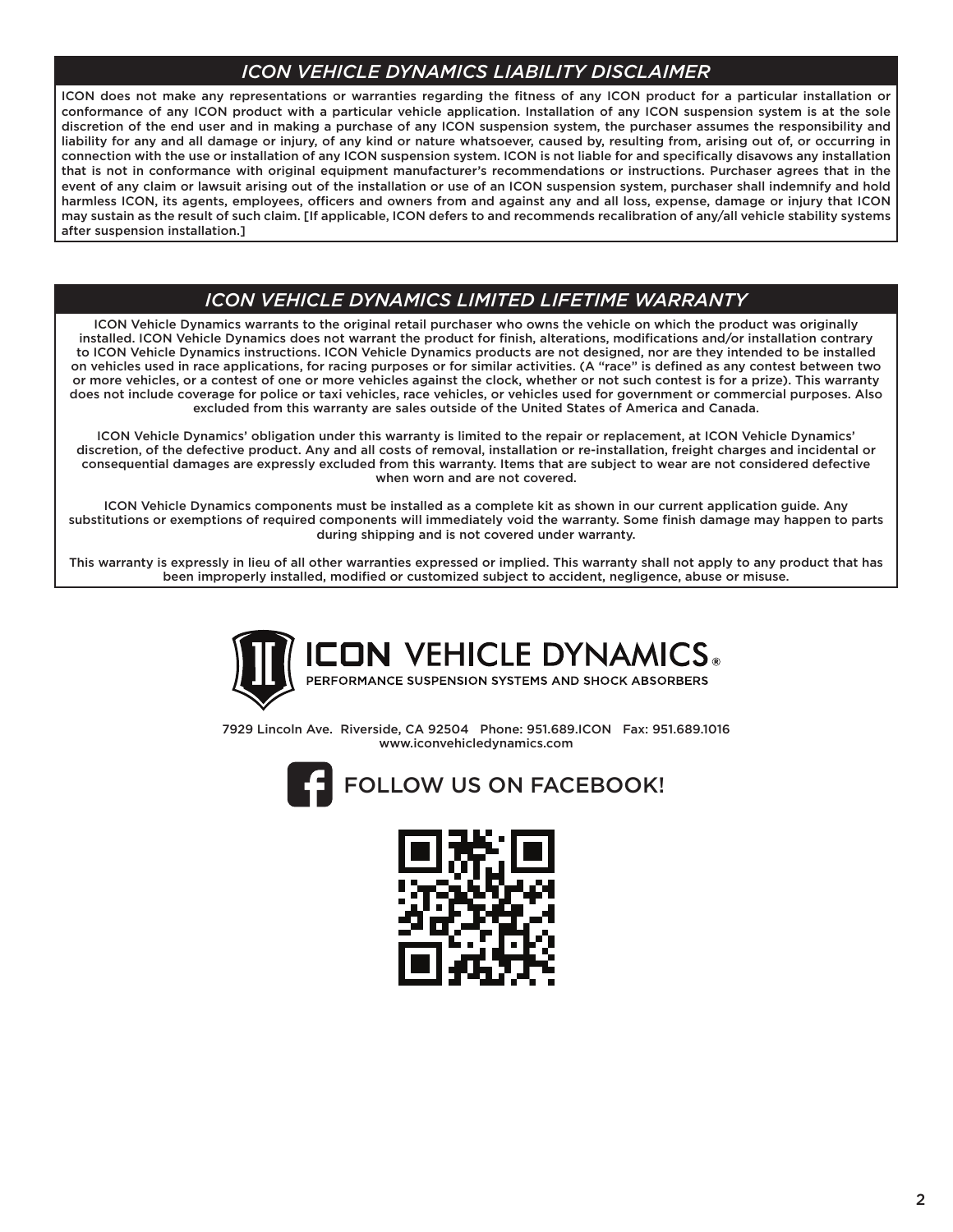## *ICON VEHICLE DYNAMICS LIABILITY DISCLAIMER*

ICON does not make any representations or warranties regarding the fitness of any ICON product for a particular installation or conformance of any ICON product with a particular vehicle application. Installation of any ICON suspension system is at the sole discretion of the end user and in making a purchase of any ICON suspension system, the purchaser assumes the responsibility and liability for any and all damage or injury, of any kind or nature whatsoever, caused by, resulting from, arising out of, or occurring in connection with the use or installation of any ICON suspension system. ICON is not liable for and specifically disavows any installation that is not in conformance with original equipment manufacturer's recommendations or instructions. Purchaser agrees that in the event of any claim or lawsuit arising out of the installation or use of an ICON suspension system, purchaser shall indemnify and hold harmless ICON, its agents, employees, officers and owners from and against any and all loss, expense, damage or injury that ICON may sustain as the result of such claim. [If applicable, ICON defers to and recommends recalibration of any/all vehicle stability systems after suspension installation.]

## *ICON VEHICLE DYNAMICS LIMITED LIFETIME WARRANTY*

ICON Vehicle Dynamics warrants to the original retail purchaser who owns the vehicle on which the product was originally installed. ICON Vehicle Dynamics does not warrant the product for finish, alterations, modifications and/or installation contrary to ICON Vehicle Dynamics instructions. ICON Vehicle Dynamics products are not designed, nor are they intended to be installed on vehicles used in race applications, for racing purposes or for similar activities. (A "race" is defined as any contest between two or more vehicles, or a contest of one or more vehicles against the clock, whether or not such contest is for a prize). This warranty does not include coverage for police or taxi vehicles, race vehicles, or vehicles used for government or commercial purposes. Also excluded from this warranty are sales outside of the United States of America and Canada.

ICON Vehicle Dynamics' obligation under this warranty is limited to the repair or replacement, at ICON Vehicle Dynamics' discretion, of the defective product. Any and all costs of removal, installation or re-installation, freight charges and incidental or consequential damages are expressly excluded from this warranty. Items that are subject to wear are not considered defective when worn and are not covered.

ICON Vehicle Dynamics components must be installed as a complete kit as shown in our current application guide. Any substitutions or exemptions of required components will immediately void the warranty. Some finish damage may happen to parts during shipping and is not covered under warranty.

This warranty is expressly in lieu of all other warranties expressed or implied. This warranty shall not apply to any product that has been improperly installed, modified or customized subject to accident, negligence, abuse or misuse.

**ICON VEHICLE DYNAMICS®**

PERFORMANCE SUSPENSION SYSTEMS AND SHOCK ABSORBERS

7929 Lincoln Ave. Riverside, CA 92504 Phone: 951.689.ICON Fax: 951.689.1016
www.iconvehicledynamics.com

FOLLOW US ON FACEBOOK!